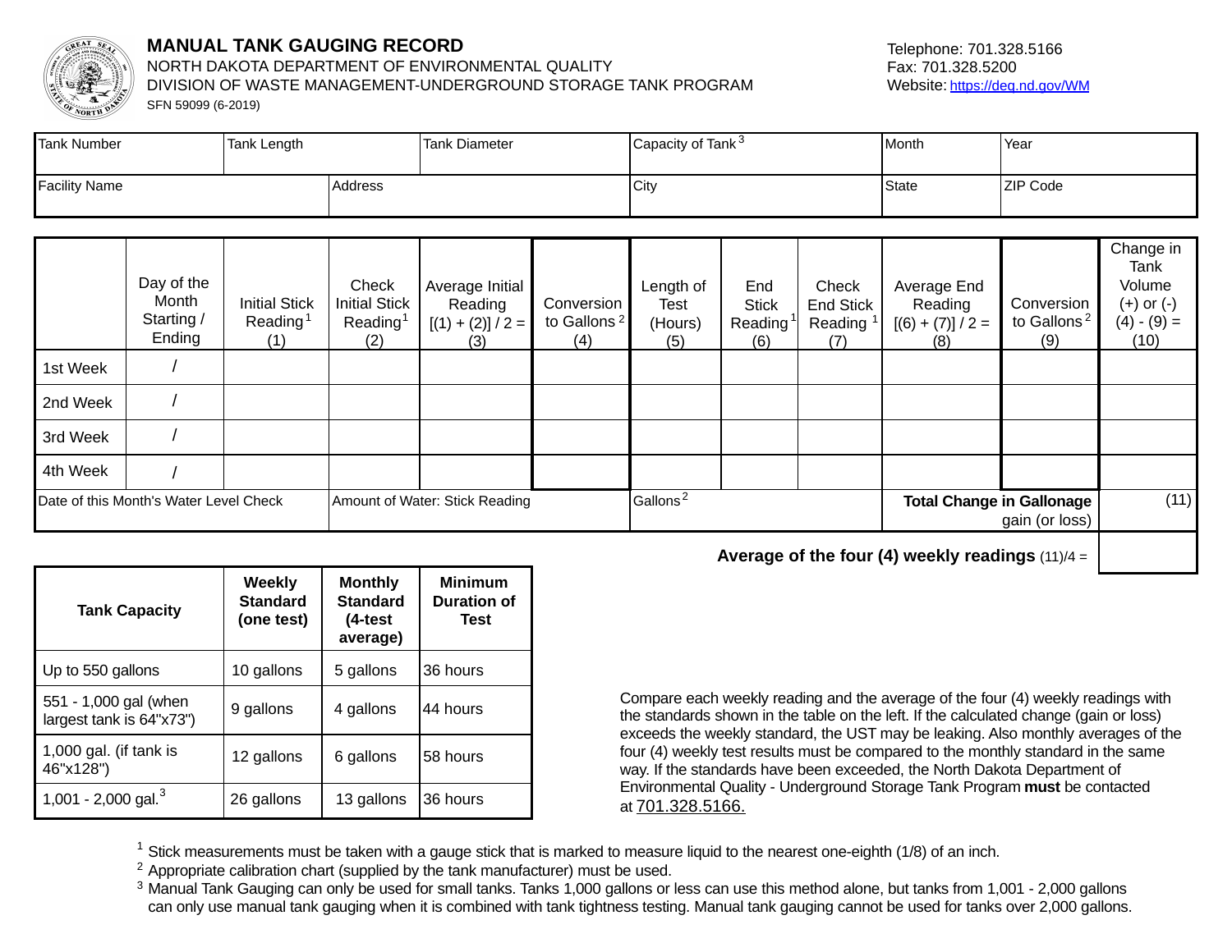# MANUAL TANK GAUGING RECORD

NORTH DAKOTA DEPARTMENT OF ENVIRONMENTAL QUALITY
DIVISION OF WASTE MANAGEMENT-UNDERGROUND STORAGE TANK PROGRAM
SFN 59099 (6-2019)

Telephone: 701.328.5166
Fax: 701.328.5200
Website: https://deq.nd.gov/WM

| Tank Number | Tank Length | Tank Diameter | Capacity of Tank[3] | Month | Year |
|---|---|---|---|---|---|
| Facility Name | Address | | City | State | ZIP Code |

| | Day of the Month Starting / Ending | Initial Stick Reading[1] (1) | Check Initial Stick Reading[1] (2) | Average Initial Reading [(1) + (2)] / 2 = (3) | Conversion to Gallons[2] (4) | Length of Test (Hours) (5) | End Stick Reading[1] (6) | Check End Stick Reading[1] (7) | Average End Reading [(6) + (7)] / 2 = (8) | Conversion to Gallons[2] (9) | Change in Tank Volume (+) or (-) (4) - (9) = (10) |
|---|---|---|---|---|---|---|---|---|---|---|---|
| 1st Week | / | | | | | | | | | | |
| 2nd Week | / | | | | | | | | | | |
| 3rd Week | / | | | | | | | | | | |
| 4th Week | / | | | | | | | | | | |
| Date of this Month's Water Level Check | | | Amount of Water: Stick Reading | | | Gallons[2] | | | **Total Change in Gallonage** gain (or loss) | | (11) |

**Average of the four (4) weekly readings** (11)/4 =

| Tank Capacity | Weekly Standard (one test) | Monthly Standard (4-test average) | Minimum Duration of Test |
|---|---|---|---|
| Up to 550 gallons | 10 gallons | 5 gallons | 36 hours |
| 551 - 1,000 gal (when largest tank is 64"x73") | 9 gallons | 4 gallons | 44 hours |
| 1,000 gal. (if tank is 46"x128") | 12 gallons | 6 gallons | 58 hours |
| 1,001 - 2,000 gal.[3] | 26 gallons | 13 gallons | 36 hours |

Compare each weekly reading and the average of the four (4) weekly readings with the standards shown in the table on the left. If the calculated change (gain or loss) exceeds the weekly standard, the UST may be leaking. Also monthly averages of the four (4) weekly test results must be compared to the monthly standard in the same way. If the standards have been exceeded, the North Dakota Department of Environmental Quality - Underground Storage Tank Program **must** be contacted at 701.328.5166.

[1] Stick measurements must be taken with a gauge stick that is marked to measure liquid to the nearest one-eighth (1/8) of an inch.
[2] Appropriate calibration chart (supplied by the tank manufacturer) must be used.
[3] Manual Tank Gauging can only be used for small tanks. Tanks 1,000 gallons or less can use this method alone, but tanks from 1,001 - 2,000 gallons can only use manual tank gauging when it is combined with tank tightness testing. Manual tank gauging cannot be used for tanks over 2,000 gallons.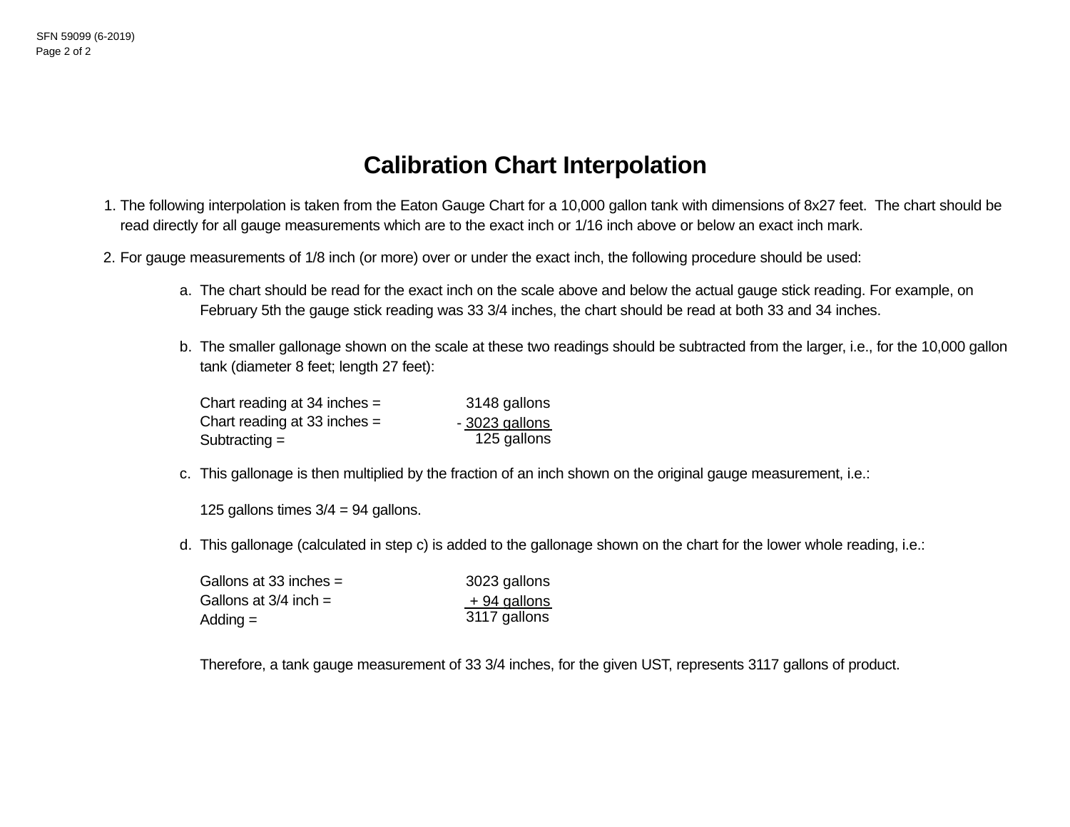# Calibration Chart Interpolation

1. The following interpolation is taken from the Eaton Gauge Chart for a 10,000 gallon tank with dimensions of 8x27 feet. The chart should be read directly for all gauge measurements which are to the exact inch or 1/16 inch above or below an exact inch mark.
2. For gauge measurements of 1/8 inch (or more) over or under the exact inch, the following procedure should be used:

   a. The chart should be read for the exact inch on the scale above and below the actual gauge stick reading. For example, on February 5th the gauge stick reading was 33 3/4 inches, the chart should be read at both 33 and 34 inches.

   b. The smaller gallonage shown on the scale at these two readings should be subtracted from the larger, i.e., for the 10,000 gallon tank (diameter 8 feet; length 27 feet):

   | | |
   |---|---|
   | Chart reading at 34 inches = | 3148 gallons |
   | Chart reading at 33 inches = | - 3023 gallons |
   | Subtracting = | 125 gallons |

   c. This gallonage is then multiplied by the fraction of an inch shown on the original gauge measurement, i.e.:

   125 gallons times 3/4 = 94 gallons.

   d. This gallonage (calculated in step c) is added to the gallonage shown on the chart for the lower whole reading, i.e.:

   | | |
   |---|---|
   | Gallons at 33 inches = | 3023 gallons |
   | Gallons at 3/4 inch = | + 94 gallons |
   | Adding = | 3117 gallons |

   Therefore, a tank gauge measurement of 33 3/4 inches, for the given UST, represents 3117 gallons of product.